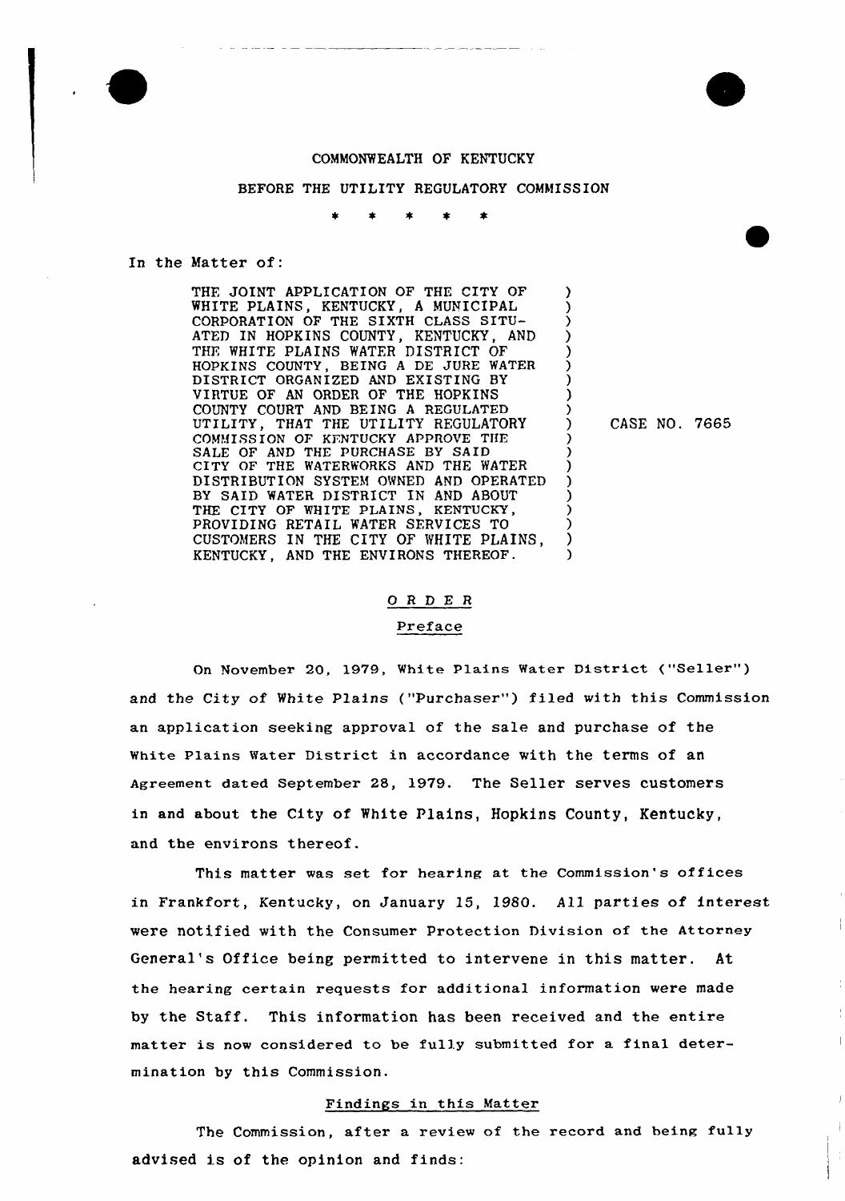COMMONWEALTH OF KENTUCKY

BEFORE THE UTILITY REGULATORY COMMISSION

\* \* \* \* \*

In the Matter of:

| | |
|---|---|
| THE JOINT APPLICATION OF THE CITY OF WHITE PLAINS, KENTUCKY, A MUNICIPAL CORPORATION OF THE SIXTH CLASS SITUATED IN HOPKINS COUNTY, KENTUCKY, AND THE WHITE PLAINS WATER DISTRICT OF HOPKINS COUNTY, BEING A DE JURE WATER DISTRICT ORGANIZED AND EXISTING BY VIRTUE OF AN ORDER OF THE HOPKINS COUNTY COURT AND BEING A REGULATED UTILITY, THAT THE UTILITY REGULATORY COMMISSION OF KENTUCKY APPROVE THE SALE OF AND THE PURCHASE BY SAID CITY OF THE WATERWORKS AND THE WATER DISTRIBUTION SYSTEM OWNED AND OPERATED BY SAID WATER DISTRICT IN AND ABOUT THE CITY OF WHITE PLAINS, KENTUCKY, PROVIDING RETAIL WATER SERVICES TO CUSTOMERS IN THE CITY OF WHITE PLAINS, KENTUCKY, AND THE ENVIRONS THEREOF. | CASE NO. 7665 |

## ORDER

### Preface

On November 20, 1979, White Plains Water District ("Seller") and the City of White Plains ("Purchaser") filed with this Commission an application seeking approval of the sale and purchase of the White Plains Water District in accordance with the terms of an Agreement dated September 28, 1979. The Seller serves customers in and about the City of White Plains, Hopkins County, Kentucky, and the environs thereof.

This matter was set for hearing at the Commission's offices in Frankfort, Kentucky, on January 15, 1980. All parties of interest were notified with the Consumer Protection Division of the Attorney General's Office being permitted to intervene in this matter. At the hearing certain requests for additional information were made by the Staff. This information has been received and the entire matter is now considered to be fully submitted for a final determination by this Commission.

### Findings in this Matter

The Commission, after a review of the record and being fully advised is of the opinion and finds: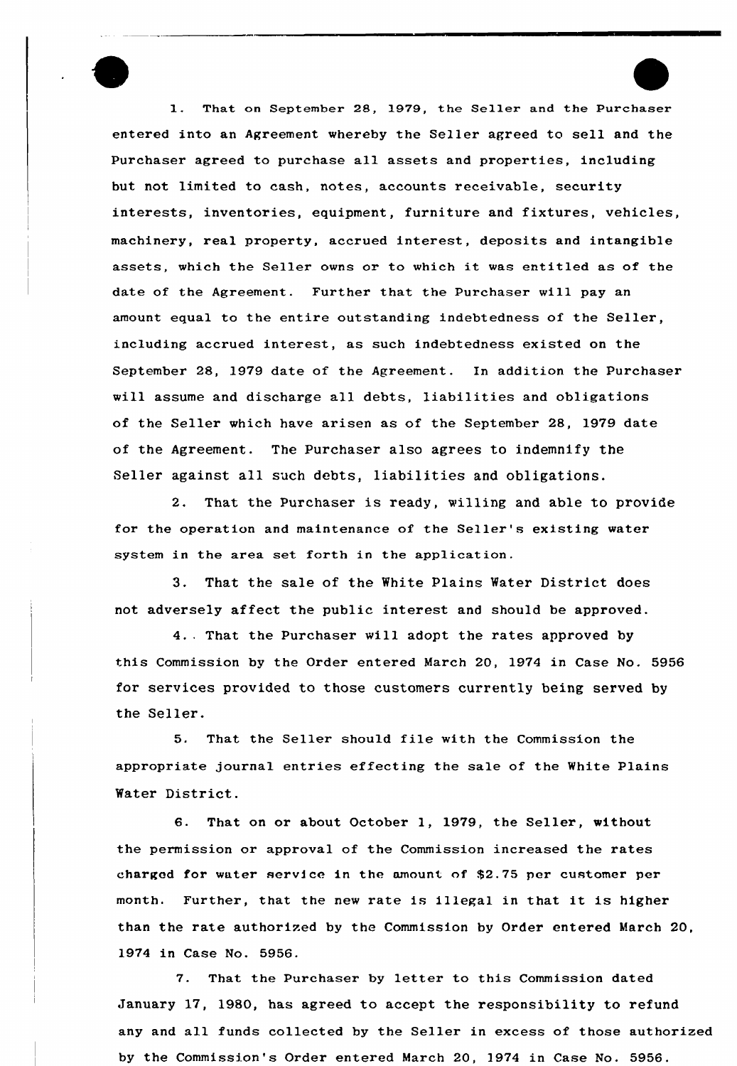1. That on September 28, 1979, the Seller and the Purchaser entered into an Agreement whereby the Seller agreed to sell and the Purchaser agreed to purchase all assets and properties, including but not limited to cash, notes, accounts receivable, security interests, inventories, equipment, furniture and fixtures, vehicles, machinery, real property, accrued interest, deposits and intangible assets, which the Seller owns or to which it was entitled as of the date of the Agreement. Further that the Purchaser will pay an amount equal to the entire outstanding indebtedness of the Seller, including accrued interest, as such indebtedness existed on the September 28, 1979 date of the Agreement. In addition the Purchaser will assume and discharge all debts, liabilities and obligations of the Seller which have arisen as of the September 28, 1979 date of the Agreement. The Purchaser also agrees to indemnify the Seller against all such debts, liabilities and obligations.

2. That the Purchaser is ready, willing and able to provide for the operation and maintenance of the Seller's existing water system in the area set forth in the application.

3. That the sale of the White Plains Water District does not adversely affect the public interest and should be approved.

4. That the Purchaser will adopt the rates approved by this Commission by the Order entered March 20, 1974 in Case No. 5956 for services provided to those customers currently being served by the Seller.

5. That the Seller should file with the Commission the appropriate journal entries effecting the sale of the White Plains Water District.

6. That on or about October 1, 1979, the Seller, without the permission or approval of the Commission increased the rates charged for water service in the amount of $2.75 per customer per month. Further, that the new rate is illegal in that it is higher than the rate authorized by the Commission by Order entered March 20, 1974 in Case No. 5956.

7. That the Purchaser by letter to this Commission dated January 17, 1980, has agreed to accept the responsibility to refund any and all funds collected by the Seller in excess of those authorized by the Commission's Order entered March 20, 1974 in Case No. 5956.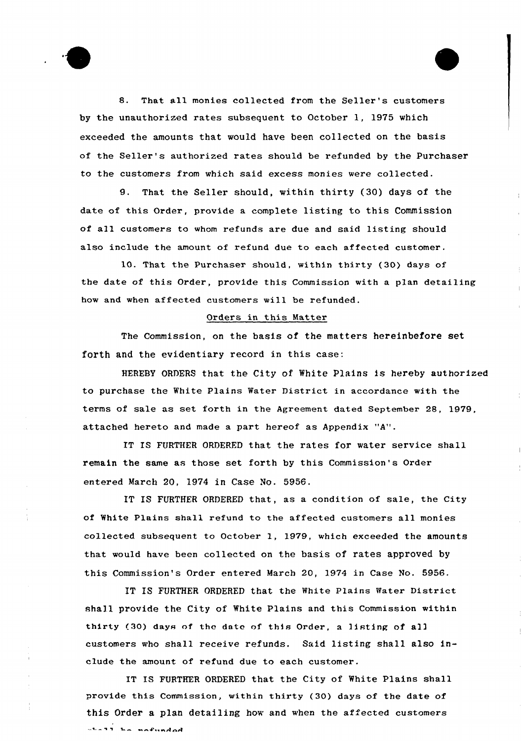8. That all monies collected from the Seller's customers by the unauthorized rates subsequent to October 1, 1975 which exceeded the amounts that would have been collected on the basis of the Seller's authorized rates should be refunded by the Purchaser to the customers from which said excess monies were collected.

9. That the Seller should, within thirty (30) days of the date of this Order, provide a complete listing to this Commission of all customers to whom refunds are due and said listing should also include the amount of refund due to each affected customer.

10. That the Purchaser should, within thirty (30) days of the date of this Order, provide this Commission with a plan detailing how and when affected customers will be refunded.

## Orders in this Matter

The Commission, on the basis of the matters hereinbefore set forth and the evidentiary record in this case:

HEREBY ORDERS that the City of White Plains is hereby authorized to purchase the White Plains Water District in accordance with the terms of sale as set forth in the Agreement dated September 28, 1979, attached hereto and made a part hereof as Appendix "A".

IT IS FURTHER ORDERED that the rates for water service shall remain the same as those set forth by this Commission's Order entered March 20, 1974 in Case No. 5956.

IT IS FURTHER ORDERED that, as a condition of sale, the City of White Plains shall refund to the affected customers all monies collected subsequent to October 1, 1979, which exceeded the amounts that would have been collected on the basis of rates approved by this Commission's Order entered March 20, 1974 in Case No. 5956.

IT IS FURTHER ORDERED that the White Plains Water District shall provide the City of White Plains and this Commission within thirty (30) days of the date of this Order, a listing of all customers who shall receive refunds. Said listing shall also include the amount of refund due to each customer.

IT IS FURTHER ORDERED that the City of White Plains shall provide this Commission, within thirty (30) days of the date of this Order a plan detailing how and when the affected customers shall be refunded.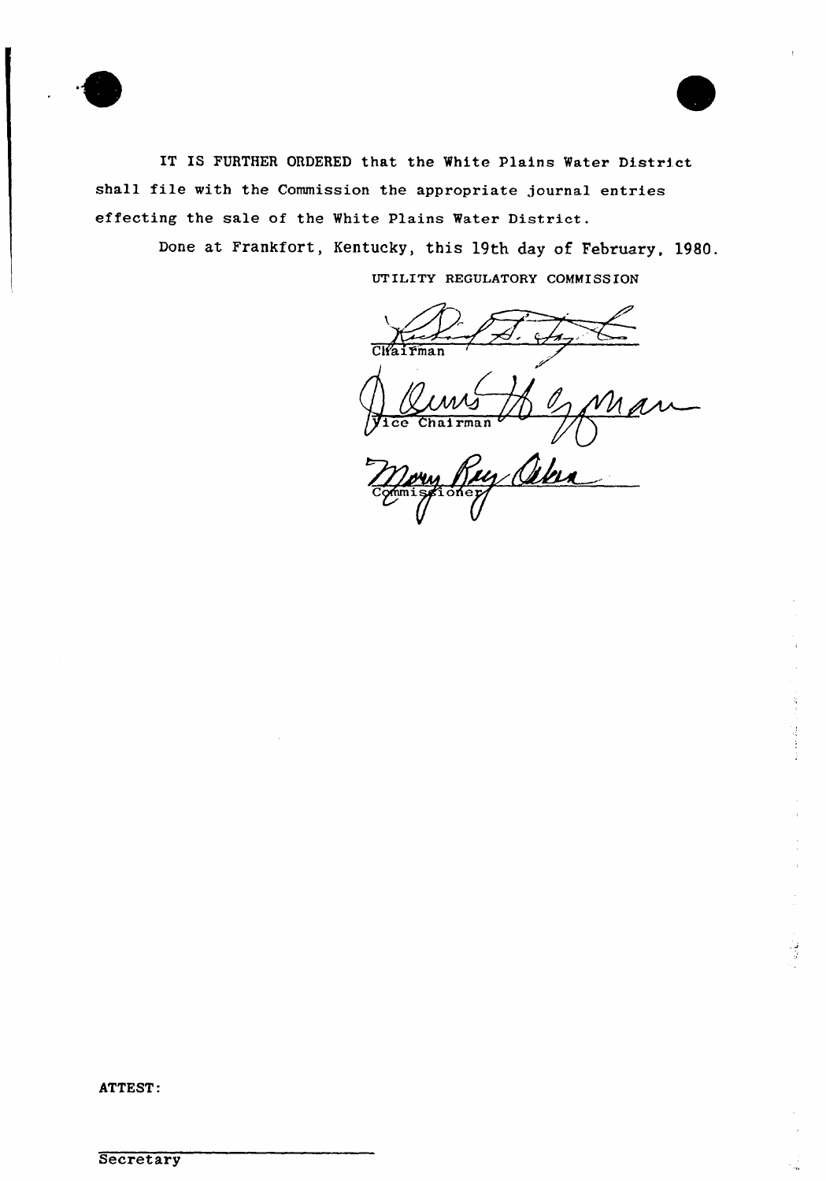IT IS FURTHER ORDERED that the White Plains Water District shall file with the Commission the appropriate journal entries effecting the sale of the White Plains Water District.

Done at Frankfort, Kentucky, this 19th day of February, 1980.

UTILITY REGULATORY COMMISSION

Chairman

Vice Chairman

Commissioner

ATTEST:

Secretary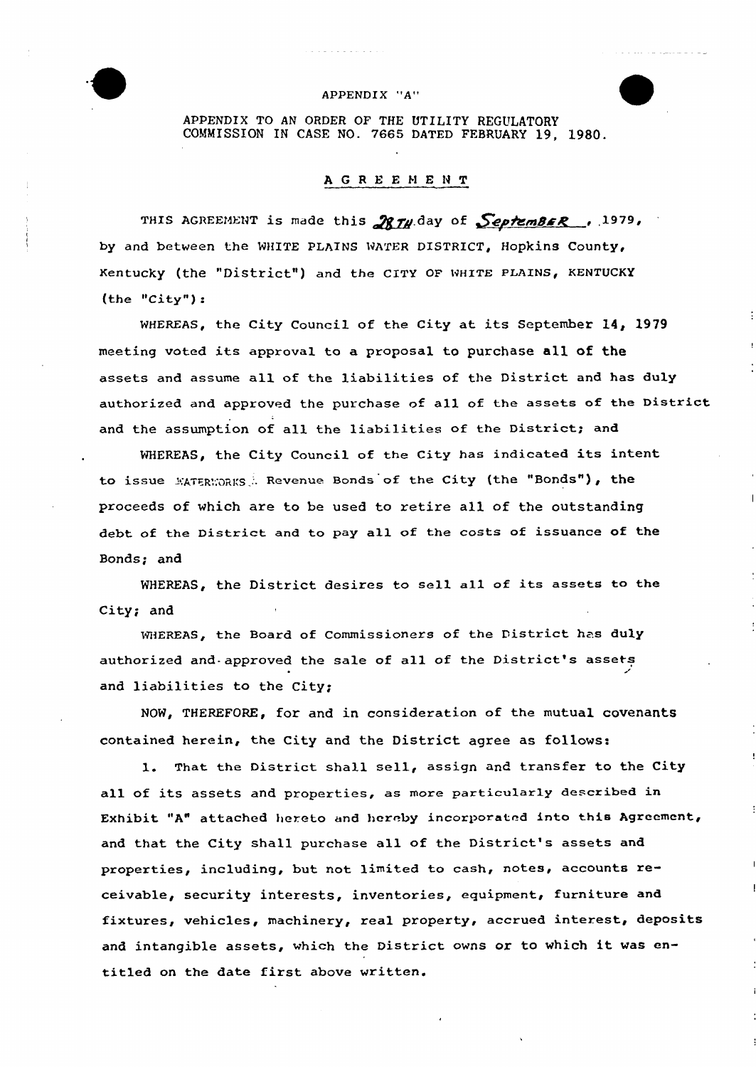APPENDIX "A"

APPENDIX TO AN ORDER OF THE UTILITY REGULATORY COMMISSION IN CASE NO. 7665 DATED FEBRUARY 19, 1980.

## AGREEMENT

THIS AGREEMENT is made this *28TH* day of *September*, 1979, by and between the WHITE PLAINS WATER DISTRICT, Hopkins County, Kentucky (the "District") and the CITY OF WHITE PLAINS, KENTUCKY (the "City"):

WHEREAS, the City Council of the City at its September 14, 1979 meeting voted its approval to a proposal to purchase all of the assets and assume all of the liabilities of the District and has duly authorized and approved the purchase of all of the assets of the District and the assumption of all the liabilities of the District; and

WHEREAS, the City Council of the City has indicated its intent to issue WATERWORKS Revenue Bonds of the City (the "Bonds"), the proceeds of which are to be used to retire all of the outstanding debt of the District and to pay all of the costs of issuance of the Bonds; and

WHEREAS, the District desires to sell all of its assets to the City; and

WHEREAS, the Board of Commissioners of the District has duly authorized and approved the sale of all of the District's assets and liabilities to the City;

NOW, THEREFORE, for and in consideration of the mutual covenants contained herein, the City and the District agree as follows:

1. That the District shall sell, assign and transfer to the City all of its assets and properties, as more particularly described in Exhibit "A" attached hereto and hereby incorporated into this Agreement, and that the City shall purchase all of the District's assets and properties, including, but not limited to cash, notes, accounts receivable, security interests, inventories, equipment, furniture and fixtures, vehicles, machinery, real property, accrued interest, deposits and intangible assets, which the District owns or to which it was entitled on the date first above written.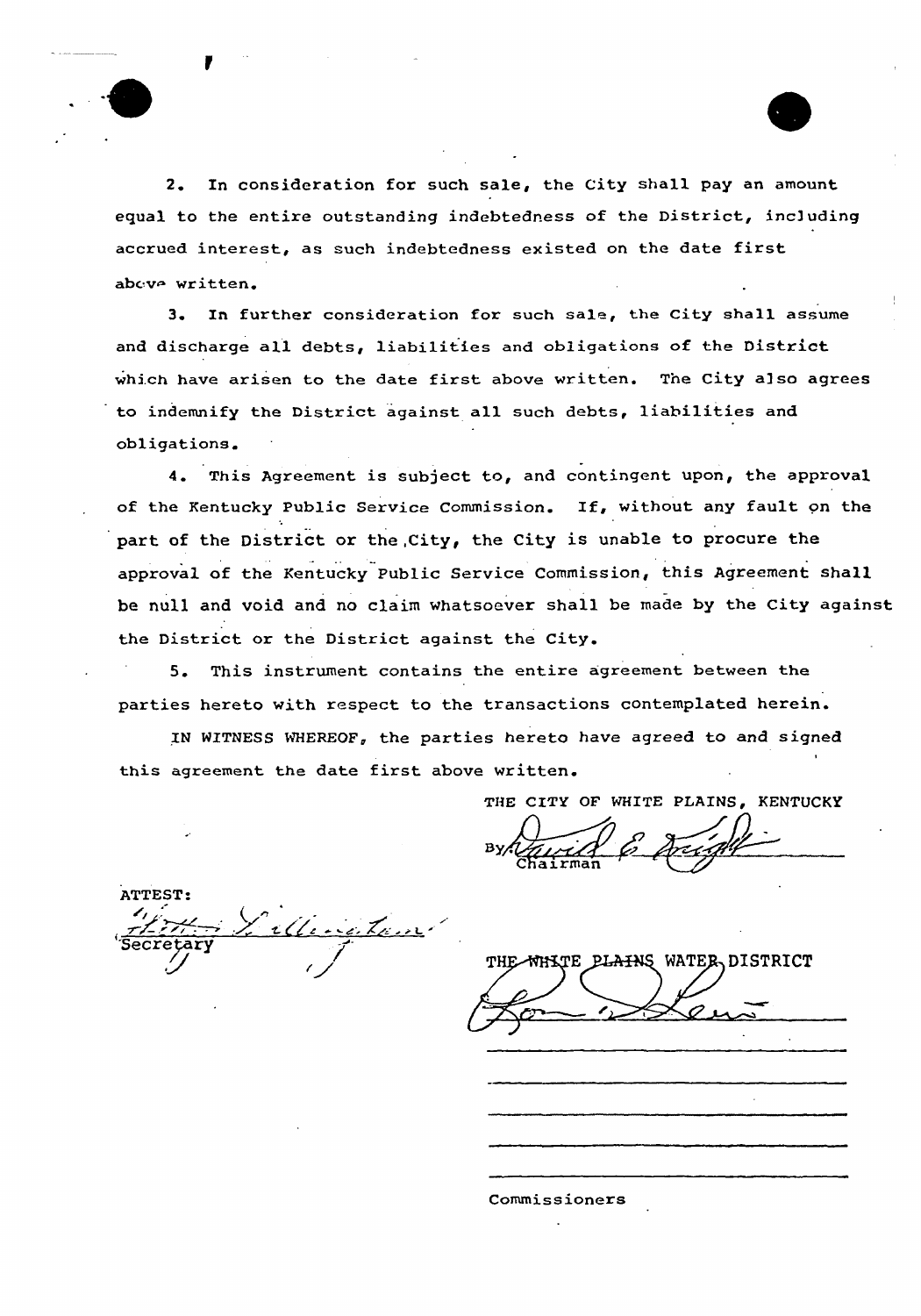2. In consideration for such sale, the City shall pay an amount equal to the entire outstanding indebtedness of the District, including accrued interest, as such indebtedness existed on the date first above written.

3. In further consideration for such sale, the City shall assume and discharge all debts, liabilities and obligations of the District which have arisen to the date first above written. The City also agrees to indemnify the District against all such debts, liabilities and obligations.

4. This Agreement is subject to, and contingent upon, the approval of the Kentucky Public Service Commission. If, without any fault on the part of the District or the City, the City is unable to procure the approval of the Kentucky Public Service Commission, this Agreement shall be null and void and no claim whatsoever shall be made by the City against the District or the District against the City.

5. This instrument contains the entire agreement between the parties hereto with respect to the transactions contemplated herein.

IN WITNESS WHEREOF, the parties hereto have agreed to and signed this agreement the date first above written.

THE CITY OF WHITE PLAINS, KENTUCKY

By ______________________
Chairman

ATTEST:

______________________
Secretary

THE WHITE PLAINS WATER DISTRICT

______________________

______________________

______________________

______________________

______________________

Commissioners